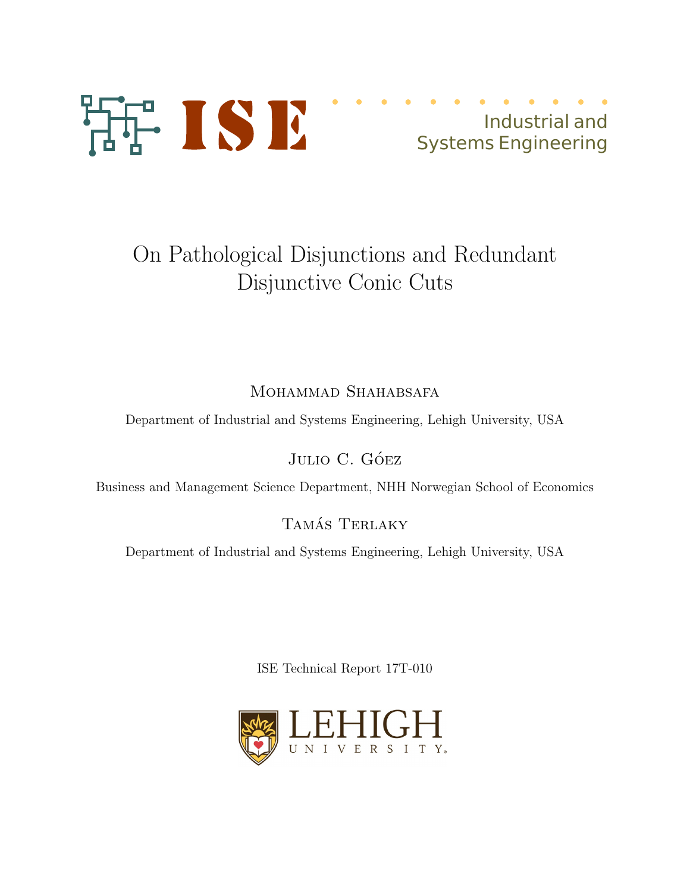ISE Industrial and Systems Engineering

# On Pathological Disjunctions and Redundant Disjunctive Conic Cuts

Mohammad Shahabsafa

Department of Industrial and Systems Engineering, Lehigh University, USA

Julio C. Góez

Business and Management Science Department, NHH Norwegian School of Economics

Tamás Terlaky

Department of Industrial and Systems Engineering, Lehigh University, USA

ISE Technical Report 17T-010

LEHIGH UNIVERSITY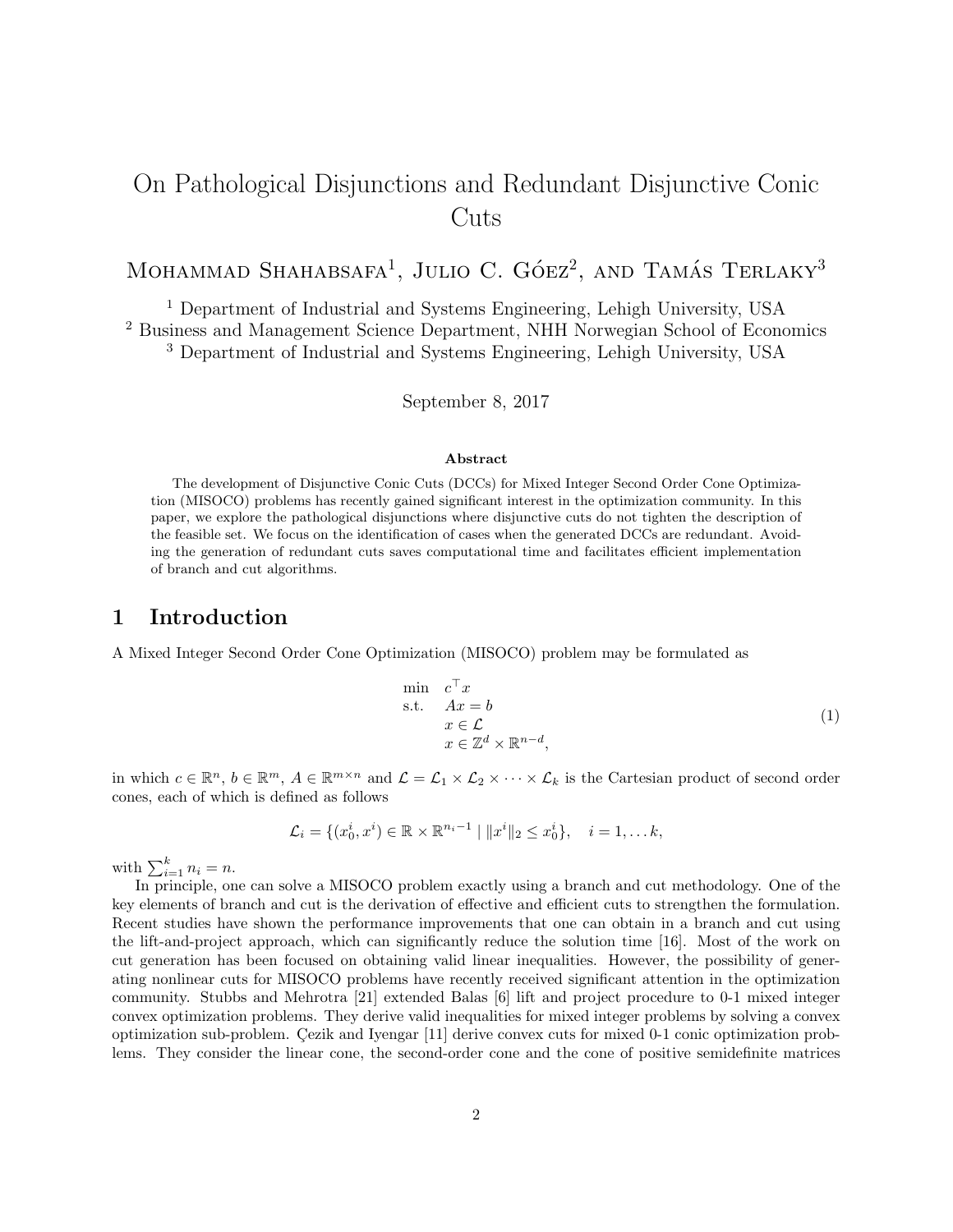# On Pathological Disjunctions and Redundant Disjunctive Conic Cuts

Mohammad Shahabsafa[1], Julio C. Góez[2], and Tamás Terlaky[3]

[1] Department of Industrial and Systems Engineering, Lehigh University, USA
[2] Business and Management Science Department, NHH Norwegian School of Economics
[3] Department of Industrial and Systems Engineering, Lehigh University, USA

September 8, 2017

### Abstract

The development of Disjunctive Conic Cuts (DCCs) for Mixed Integer Second Order Cone Optimization (MISOCO) problems has recently gained significant interest in the optimization community. In this paper, we explore the pathological disjunctions where disjunctive cuts do not tighten the description of the feasible set. We focus on the identification of cases when the generated DCCs are redundant. Avoiding the generation of redundant cuts saves computational time and facilitates efficient implementation of branch and cut algorithms.

## 1 Introduction

A Mixed Integer Second Order Cone Optimization (MISOCO) problem may be formulated as

$$
\begin{aligned}
\min \quad & c^\top x \\
\text{s.t.} \quad & Ax = b \\
& x \in \mathcal{L} \\
& x \in \mathbb{Z}^d \times \mathbb{R}^{n-d},
\end{aligned}
\tag{1}
$$

in which $c \in \mathbb{R}^n$, $b \in \mathbb{R}^m$, $A \in \mathbb{R}^{m \times n}$ and $\mathcal{L} = \mathcal{L}_1 \times \mathcal{L}_2 \times \cdots \times \mathcal{L}_k$ is the Cartesian product of second order cones, each of which is defined as follows

$$
\mathcal{L}_i = \{(x_0^i, x^i) \in \mathbb{R} \times \mathbb{R}^{n_i - 1} \mid \|x^i\|_2 \leq x_0^i\}, \quad i = 1, \ldots k,
$$

with $\sum_{i=1}^{k} n_i = n$.

In principle, one can solve a MISOCO problem exactly using a branch and cut methodology. One of the key elements of branch and cut is the derivation of effective and efficient cuts to strengthen the formulation. Recent studies have shown the performance improvements that one can obtain in a branch and cut using the lift-and-project approach, which can significantly reduce the solution time [16]. Most of the work on cut generation has been focused on obtaining valid linear inequalities. However, the possibility of generating nonlinear cuts for MISOCO problems have recently received significant attention in the optimization community. Stubbs and Mehrotra [21] extended Balas [6] lift and project procedure to 0-1 mixed integer convex optimization problems. They derive valid inequalities for mixed integer problems by solving a convex optimization sub-problem. Çezik and Iyengar [11] derive convex cuts for mixed 0-1 conic optimization problems. They consider the linear cone, the second-order cone and the cone of positive semidefinite matrices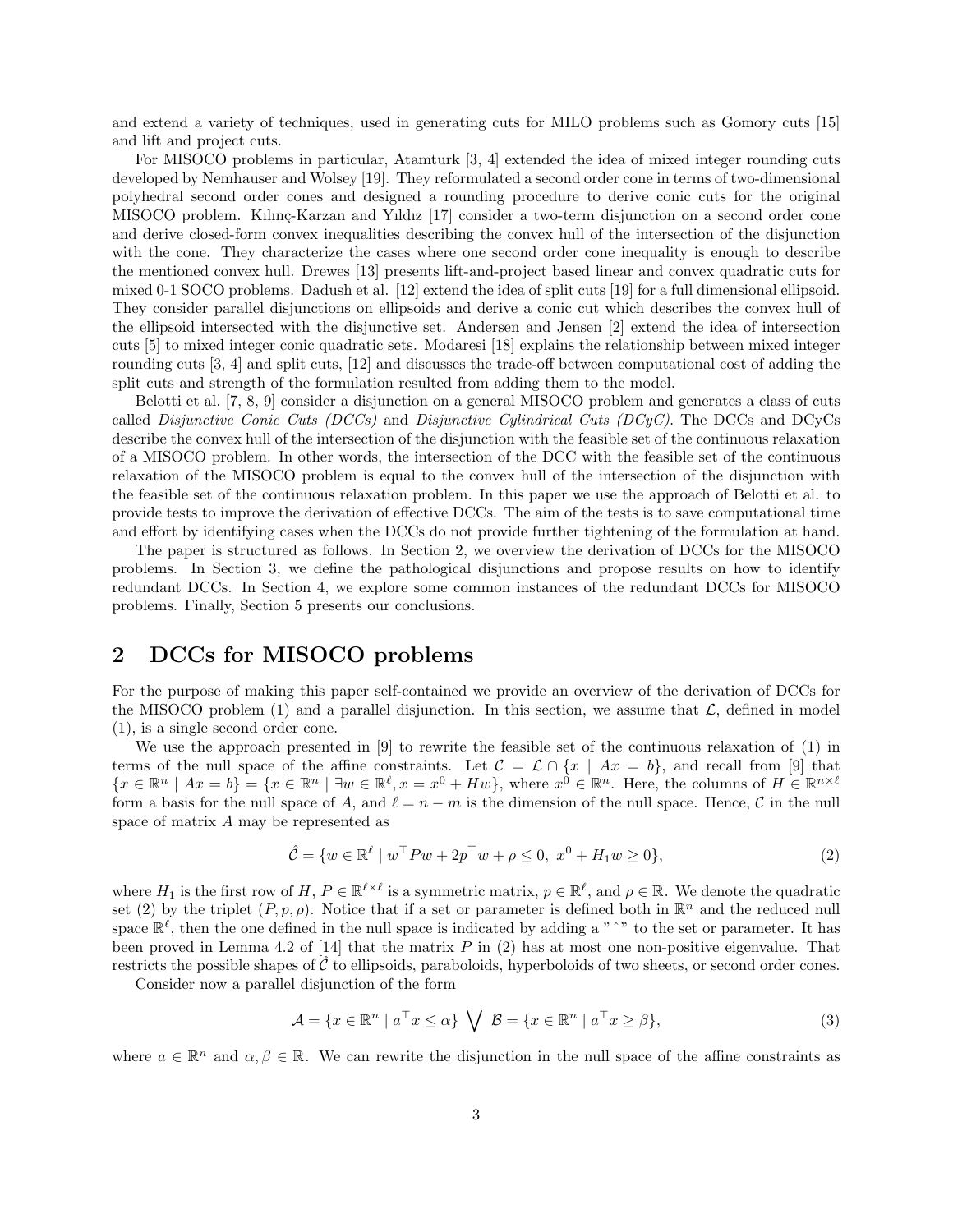and extend a variety of techniques, used in generating cuts for MILO problems such as Gomory cuts [15] and lift and project cuts.

For MISOCO problems in particular, Atamturk [3, 4] extended the idea of mixed integer rounding cuts developed by Nemhauser and Wolsey [19]. They reformulated a second order cone in terms of two-dimensional polyhedral second order cones and designed a rounding procedure to derive conic cuts for the original MISOCO problem. Kılınç-Karzan and Yıldız [17] consider a two-term disjunction on a second order cone and derive closed-form convex inequalities describing the convex hull of the intersection of the disjunction with the cone. They characterize the cases where one second order cone inequality is enough to describe the mentioned convex hull. Drewes [13] presents lift-and-project based linear and convex quadratic cuts for mixed 0-1 SOCO problems. Dadush et al. [12] extend the idea of split cuts [19] for a full dimensional ellipsoid. They consider parallel disjunctions on ellipsoids and derive a conic cut which describes the convex hull of the ellipsoid intersected with the disjunctive set. Andersen and Jensen [2] extend the idea of intersection cuts [5] to mixed integer conic quadratic sets. Modaresi [18] explains the relationship between mixed integer rounding cuts [3, 4] and split cuts, [12] and discusses the trade-off between computational cost of adding the split cuts and strength of the formulation resulted from adding them to the model.

Belotti et al. [7, 8, 9] consider a disjunction on a general MISOCO problem and generates a class of cuts called *Disjunctive Conic Cuts (DCCs)* and *Disjunctive Cylindrical Cuts (DCyC)*. The DCCs and DCyCs describe the convex hull of the intersection of the disjunction with the feasible set of the continuous relaxation of a MISOCO problem. In other words, the intersection of the DCC with the feasible set of the continuous relaxation of the MISOCO problem is equal to the convex hull of the intersection of the disjunction with the feasible set of the continuous relaxation problem. In this paper we use the approach of Belotti et al. to provide tests to improve the derivation of effective DCCs. The aim of the tests is to save computational time and effort by identifying cases when the DCCs do not provide further tightening of the formulation at hand.

The paper is structured as follows. In Section 2, we overview the derivation of DCCs for the MISOCO problems. In Section 3, we define the pathological disjunctions and propose results on how to identify redundant DCCs. In Section 4, we explore some common instances of the redundant DCCs for MISOCO problems. Finally, Section 5 presents our conclusions.

## 2 DCCs for MISOCO problems

For the purpose of making this paper self-contained we provide an overview of the derivation of DCCs for the MISOCO problem (1) and a parallel disjunction. In this section, we assume that $\mathcal{L}$, defined in model (1), is a single second order cone.

We use the approach presented in [9] to rewrite the feasible set of the continuous relaxation of (1) in terms of the null space of the affine constraints. Let $\mathcal{C} = \mathcal{L} \cap \{x \mid Ax = b\}$, and recall from [9] that $\{x \in \mathbb{R}^n \mid Ax = b\} = \{x \in \mathbb{R}^n \mid \exists w \in \mathbb{R}^\ell, x = x^0 + Hw\}$, where $x^0 \in \mathbb{R}^n$. Here, the columns of $H \in \mathbb{R}^{n \times \ell}$ form a basis for the null space of $A$, and $\ell = n - m$ is the dimension of the null space. Hence, $\mathcal{C}$ in the null space of matrix $A$ may be represented as

$$\hat{\mathcal{C}} = \{w \in \mathbb{R}^\ell \mid w^\top P w + 2p^\top w + \rho \leq 0,\ x^0 + H_1 w \geq 0\}, \tag{2}$$

where $H_1$ is the first row of $H$, $P \in \mathbb{R}^{\ell \times \ell}$ is a symmetric matrix, $p \in \mathbb{R}^\ell$, and $\rho \in \mathbb{R}$. We denote the quadratic set (2) by the triplet $(P, p, \rho)$. Notice that if a set or parameter is defined both in $\mathbb{R}^n$ and the reduced null space $\mathbb{R}^\ell$, then the one defined in the null space is indicated by adding a " ˆ " to the set or parameter. It has been proved in Lemma 4.2 of [14] that the matrix $P$ in (2) has at most one non-positive eigenvalue. That restricts the possible shapes of $\hat{\mathcal{C}}$ to ellipsoids, paraboloids, hyperboloids of two sheets, or second order cones.

Consider now a parallel disjunction of the form

$$\mathcal{A} = \{x \in \mathbb{R}^n \mid a^\top x \leq \alpha\} \bigvee \mathcal{B} = \{x \in \mathbb{R}^n \mid a^\top x \geq \beta\}, \tag{3}$$

where $a \in \mathbb{R}^n$ and $\alpha, \beta \in \mathbb{R}$. We can rewrite the disjunction in the null space of the affine constraints as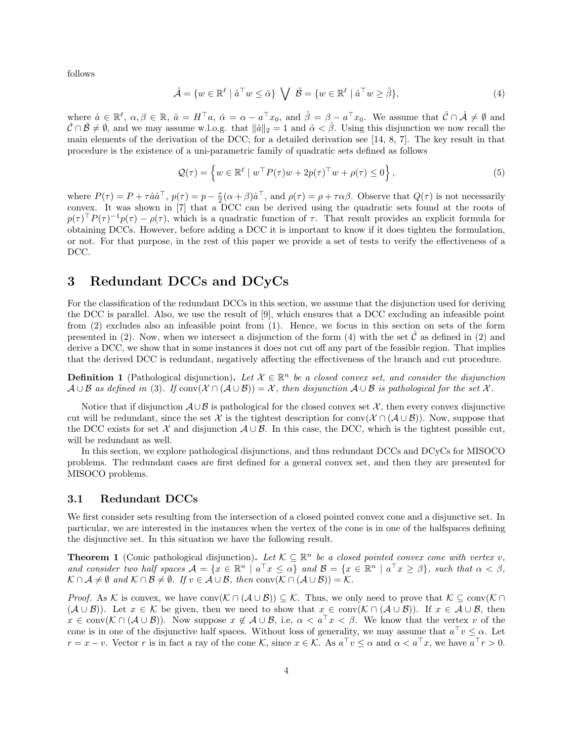follows

$$\hat{\mathcal{A}} = \{w \in \mathbb{R}^\ell \mid \hat{a}^\top w \leq \hat{\alpha}\} \bigvee \hat{\mathcal{B}} = \{w \in \mathbb{R}^\ell \mid \hat{a}^\top w \geq \hat{\beta}\}, \tag{4}$$

where $\hat{a} \in \mathbb{R}^\ell$, $\alpha, \beta \in \mathbb{R}$, $\hat{a} = H^\top a$, $\hat{\alpha} = \alpha - a^\top x_0$, and $\hat{\beta} = \beta - a^\top x_0$. We assume that $\hat{\mathcal{C}} \cap \hat{\mathcal{A}} \neq \emptyset$ and $\hat{\mathcal{C}} \cap \hat{\mathcal{B}} \neq \emptyset$, and we may assume w.l.o.g. that $\|\hat{a}\|_2 = 1$ and $\hat{\alpha} < \hat{\beta}$. Using this disjunction we now recall the main elements of the derivation of the DCC; for a detailed derivation see [14, 8, 7]. The key result in that procedure is the existence of a uni-parametric family of quadratic sets defined as follows

$$\mathcal{Q}(\tau) = \left\{ w \in \mathbb{R}^\ell \mid w^\top P(\tau) w + 2p(\tau)^\top w + \rho(\tau) \leq 0 \right\}, \tag{5}$$

where $P(\tau) = P + \tau \hat{a}\hat{a}^\top$, $p(\tau) = p - \frac{\tau}{2}(\alpha + \beta)\hat{a}^\top$, and $\rho(\tau) = \rho + \tau\alpha\beta$. Observe that $Q(\tau)$ is not necessarily convex. It was shown in [7] that a DCC can be derived using the quadratic sets found at the roots of $p(\tau)^\top P(\tau)^{-1} p(\tau) - \rho(\tau)$, which is a quadratic function of $\tau$. That result provides an explicit formula for obtaining DCCs. However, before adding a DCC it is important to know if it does tighten the formulation, or not. For that purpose, in the rest of this paper we provide a set of tests to verify the effectiveness of a DCC.

# 3 Redundant DCCs and DCyCs

For the classification of the redundant DCCs in this section, we assume that the disjunction used for deriving the DCC is parallel. Also, we use the result of [9], which ensures that a DCC excluding an infeasible point from (2) excludes also an infeasible point from (1). Hence, we focus in this section on sets of the form presented in (2). Now, when we intersect a disjunction of the form (4) with the set $\hat{\mathcal{C}}$ as defined in (2) and derive a DCC, we show that in some instances it does not cut off any part of the feasible region. That implies that the derived DCC is redundant, negatively affecting the effectiveness of the branch and cut procedure.

**Definition 1** (Pathological disjunction)**.** *Let $\mathcal{X} \in \mathbb{R}^n$ be a closed convex set, and consider the disjunction $\mathcal{A} \cup \mathcal{B}$ as defined in* (3)*. If $\operatorname{conv}(\mathcal{X} \cap (\mathcal{A} \cup \mathcal{B})) = \mathcal{X}$, then disjunction $\mathcal{A} \cup \mathcal{B}$ is pathological for the set $\mathcal{X}$.*

Notice that if disjunction $\mathcal{A} \cup \mathcal{B}$ is pathological for the closed convex set $\mathcal{X}$, then every convex disjunctive cut will be redundant, since the set $\mathcal{X}$ is the tightest description for $\operatorname{conv}(\mathcal{X} \cap (\mathcal{A} \cup \mathcal{B}))$. Now, suppose that the DCC exists for set $\mathcal{X}$ and disjunction $\mathcal{A} \cup \mathcal{B}$. In this case, the DCC, which is the tightest possible cut, will be redundant as well.

In this section, we explore pathological disjunctions, and thus redundant DCCs and DCyCs for MISOCO problems. The redundant cases are first defined for a general convex set, and then they are presented for MISOCO problems.

## 3.1 Redundant DCCs

We first consider sets resulting from the intersection of a closed pointed convex cone and a disjunctive set. In particular, we are interested in the instances when the vertex of the cone is in one of the halfspaces defining the disjunctive set. In this situation we have the following result.

**Theorem 1** (Conic pathological disjunction)**.** *Let $\mathcal{K} \subseteq \mathbb{R}^n$ be a closed pointed convex cone with vertex $v$, and consider two half spaces $\mathcal{A} = \{x \in \mathbb{R}^n \mid a^\top x \leq \alpha\}$ and $\mathcal{B} = \{x \in \mathbb{R}^n \mid a^\top x \geq \beta\}$, such that $\alpha < \beta$, $\mathcal{K} \cap \mathcal{A} \neq \emptyset$ and $\mathcal{K} \cap \mathcal{B} \neq \emptyset$. If $v \in \mathcal{A} \cup \mathcal{B}$, then $\operatorname{conv}(\mathcal{K} \cap (\mathcal{A} \cup \mathcal{B})) = \mathcal{K}$.*

*Proof.* As $\mathcal{K}$ is convex, we have $\operatorname{conv}(\mathcal{K} \cap (\mathcal{A} \cup \mathcal{B})) \subseteq \mathcal{K}$. Thus, we only need to prove that $\mathcal{K} \subseteq \operatorname{conv}(\mathcal{K} \cap (\mathcal{A} \cup \mathcal{B}))$. Let $x \in \mathcal{K}$ be given, then we need to show that $x \in \operatorname{conv}(\mathcal{K} \cap (\mathcal{A} \cup \mathcal{B}))$. If $x \in \mathcal{A} \cup \mathcal{B}$, then $x \in \operatorname{conv}(\mathcal{K} \cap (\mathcal{A} \cup \mathcal{B}))$. Now suppose $x \notin \mathcal{A} \cup \mathcal{B}$, i.e, $\alpha < a^\top x < \beta$. We know that the vertex $v$ of the cone is in one of the disjunctive half spaces. Without loss of generality, we may assume that $a^\top v \leq \alpha$. Let $r = x - v$. Vector $r$ is in fact a ray of the cone $\mathcal{K}$, since $x \in \mathcal{K}$. As $a^\top v \leq \alpha$ and $\alpha < a^\top x$, we have $a^\top r > 0$.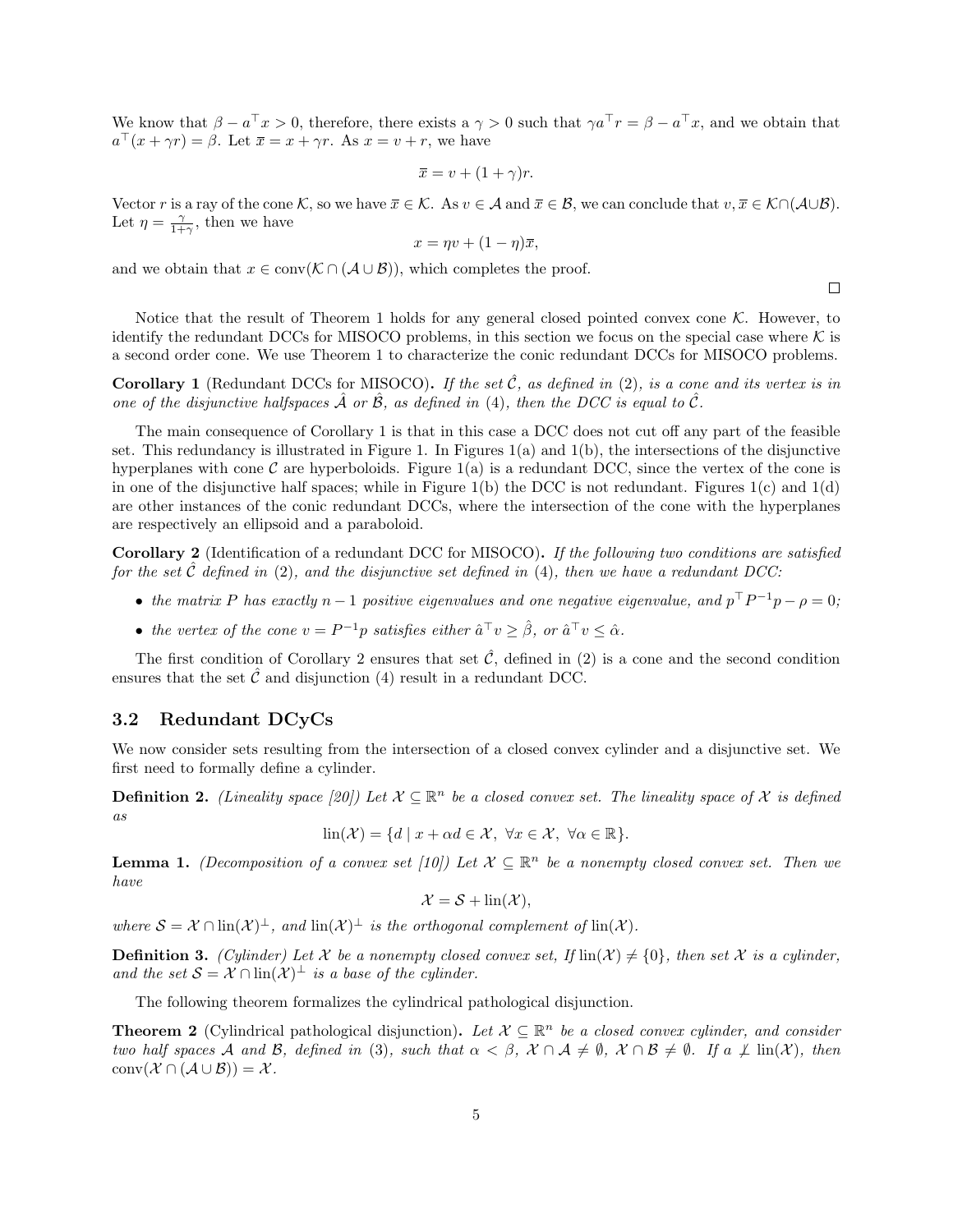We know that $\beta - a^\top x > 0$, therefore, there exists a $\gamma > 0$ such that $\gamma a^\top r = \beta - a^\top x$, and we obtain that $a^\top(x + \gamma r) = \beta$. Let $\overline{x} = x + \gamma r$. As $x = v + r$, we have

$$\overline{x} = v + (1 + \gamma)r.$$

Vector $r$ is a ray of the cone $\mathcal{K}$, so we have $\overline{x} \in \mathcal{K}$. As $v \in \mathcal{A}$ and $\overline{x} \in \mathcal{B}$, we can conclude that $v, \overline{x} \in \mathcal{K} \cap (\mathcal{A} \cup \mathcal{B})$. Let $\eta = \frac{\gamma}{1+\gamma}$, then we have

$$x = \eta v + (1 - \eta)\overline{x},$$

and we obtain that $x \in \text{conv}(\mathcal{K} \cap (\mathcal{A} \cup \mathcal{B}))$, which completes the proof.

□

Notice that the result of Theorem 1 holds for any general closed pointed convex cone $\mathcal{K}$. However, to identify the redundant DCCs for MISOCO problems, in this section we focus on the special case where $\mathcal{K}$ is a second order cone. We use Theorem 1 to characterize the conic redundant DCCs for MISOCO problems.

**Corollary 1** (Redundant DCCs for MISOCO)**.** *If the set $\hat{\mathcal{C}}$, as defined in (2), is a cone and its vertex is in one of the disjunctive halfspaces $\hat{\mathcal{A}}$ or $\hat{\mathcal{B}}$, as defined in (4), then the DCC is equal to $\hat{\mathcal{C}}$.*

The main consequence of Corollary 1 is that in this case a DCC does not cut off any part of the feasible set. This redundancy is illustrated in Figure 1. In Figures 1(a) and 1(b), the intersections of the disjunctive hyperplanes with cone $\mathcal{C}$ are hyperboloids. Figure 1(a) is a redundant DCC, since the vertex of the cone is in one of the disjunctive half spaces; while in Figure 1(b) the DCC is not redundant. Figures 1(c) and 1(d) are other instances of the conic redundant DCCs, where the intersection of the cone with the hyperplanes are respectively an ellipsoid and a paraboloid.

**Corollary 2** (Identification of a redundant DCC for MISOCO)**.** *If the following two conditions are satisfied for the set $\hat{\mathcal{C}}$ defined in (2), and the disjunctive set defined in (4), then we have a redundant DCC:*

- *the matrix $P$ has exactly $n-1$ positive eigenvalues and one negative eigenvalue, and $p^\top P^{-1}p - \rho = 0$;*
- *the vertex of the cone $v = P^{-1}p$ satisfies either $\hat{a}^\top v \geq \hat{\beta}$, or $\hat{a}^\top v \leq \hat{\alpha}$.*

The first condition of Corollary 2 ensures that set $\hat{\mathcal{C}}$, defined in (2) is a cone and the second condition ensures that the set $\hat{\mathcal{C}}$ and disjunction (4) result in a redundant DCC.

## 3.2 Redundant DCyCs

We now consider sets resulting from the intersection of a closed convex cylinder and a disjunctive set. We first need to formally define a cylinder.

**Definition 2.** *(Lineality space [20]) Let $\mathcal{X} \subseteq \mathbb{R}^n$ be a closed convex set. The lineality space of $\mathcal{X}$ is defined as*

$$\text{lin}(\mathcal{X}) = \{d \mid x + \alpha d \in \mathcal{X},\ \forall x \in \mathcal{X},\ \forall \alpha \in \mathbb{R}\}.$$

**Lemma 1.** *(Decomposition of a convex set [10]) Let $\mathcal{X} \subseteq \mathbb{R}^n$ be a nonempty closed convex set. Then we have*

$$\mathcal{X} = \mathcal{S} + \text{lin}(\mathcal{X}),$$

*where $\mathcal{S} = \mathcal{X} \cap \text{lin}(\mathcal{X})^\perp$, and $\text{lin}(\mathcal{X})^\perp$ is the orthogonal complement of $\text{lin}(\mathcal{X})$.*

**Definition 3.** *(Cylinder) Let $\mathcal{X}$ be a nonempty closed convex set, If $\text{lin}(\mathcal{X}) \neq \{0\}$, then set $\mathcal{X}$ is a cylinder, and the set $\mathcal{S} = \mathcal{X} \cap \text{lin}(\mathcal{X})^\perp$ is a base of the cylinder.*

The following theorem formalizes the cylindrical pathological disjunction.

**Theorem 2** (Cylindrical pathological disjunction)**.** *Let $\mathcal{X} \subseteq \mathbb{R}^n$ be a closed convex cylinder, and consider two half spaces $\mathcal{A}$ and $\mathcal{B}$, defined in (3), such that $\alpha < \beta$, $\mathcal{X} \cap \mathcal{A} \neq \emptyset$, $\mathcal{X} \cap \mathcal{B} \neq \emptyset$. If $a \not\perp \text{lin}(\mathcal{X})$, then $\text{conv}(\mathcal{X} \cap (\mathcal{A} \cup \mathcal{B})) = \mathcal{X}$.*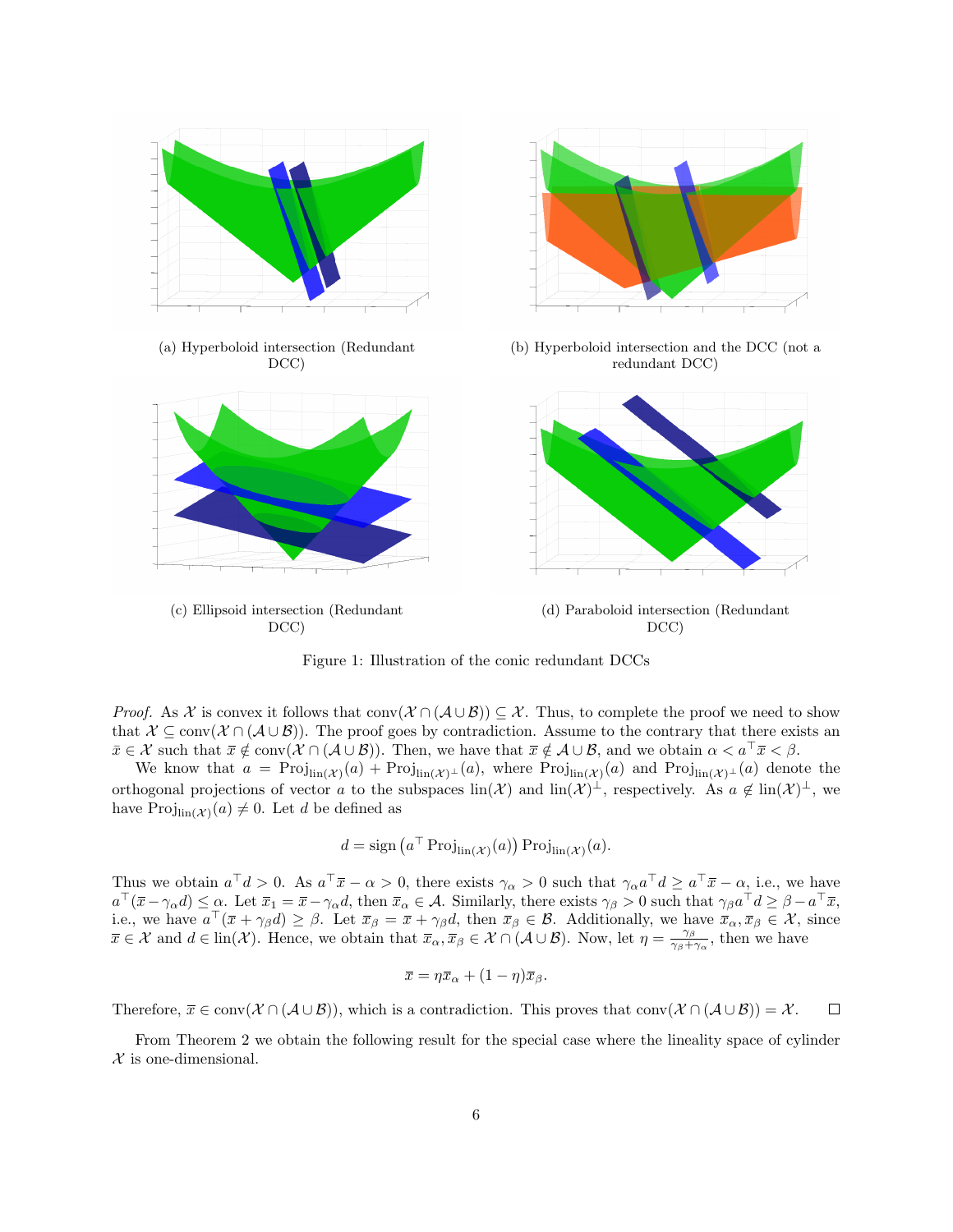(a) Hyperboloid intersection (Redundant DCC)

(b) Hyperboloid intersection and the DCC (not a redundant DCC)

(c) Ellipsoid intersection (Redundant DCC)

(d) Paraboloid intersection (Redundant DCC)

Figure 1: Illustration of the conic redundant DCCs

*Proof.* As $\mathcal{X}$ is convex it follows that $\operatorname{conv}(\mathcal{X} \cap (\mathcal{A} \cup \mathcal{B})) \subseteq \mathcal{X}$. Thus, to complete the proof we need to show that $\mathcal{X} \subseteq \operatorname{conv}(\mathcal{X} \cap (\mathcal{A} \cup \mathcal{B}))$. The proof goes by contradiction. Assume to the contrary that there exists an $\bar{x} \in \mathcal{X}$ such that $\bar{x} \notin \operatorname{conv}(\mathcal{X} \cap (\mathcal{A} \cup \mathcal{B}))$. Then, we have that $\bar{x} \notin \mathcal{A} \cup \mathcal{B}$, and we obtain $\alpha < a^\top \bar{x} < \beta$.

We know that $a = \operatorname{Proj}_{\operatorname{lin}(\mathcal{X})}(a) + \operatorname{Proj}_{\operatorname{lin}(\mathcal{X})^\perp}(a)$, where $\operatorname{Proj}_{\operatorname{lin}(\mathcal{X})}(a)$ and $\operatorname{Proj}_{\operatorname{lin}(\mathcal{X})^\perp}(a)$ denote the orthogonal projections of vector $a$ to the subspaces $\operatorname{lin}(\mathcal{X})$ and $\operatorname{lin}(\mathcal{X})^\perp$, respectively. As $a \notin \operatorname{lin}(\mathcal{X})^\perp$, we have $\operatorname{Proj}_{\operatorname{lin}(\mathcal{X})}(a) \neq 0$. Let $d$ be defined as

$$d = \operatorname{sign}\left(a^\top \operatorname{Proj}_{\operatorname{lin}(\mathcal{X})}(a)\right) \operatorname{Proj}_{\operatorname{lin}(\mathcal{X})}(a).$$

Thus we obtain $a^\top d > 0$. As $a^\top \bar{x} - \alpha > 0$, there exists $\gamma_\alpha > 0$ such that $\gamma_\alpha a^\top d \geq a^\top \bar{x} - \alpha$, i.e., we have $a^\top(\bar{x} - \gamma_\alpha d) \leq \alpha$. Let $\bar{x}_1 = \bar{x} - \gamma_\alpha d$, then $\bar{x}_\alpha \in \mathcal{A}$. Similarly, there exists $\gamma_\beta > 0$ such that $\gamma_\beta a^\top d \geq \beta - a^\top \bar{x}$, i.e., we have $a^\top(\bar{x} + \gamma_\beta d) \geq \beta$. Let $\bar{x}_\beta = \bar{x} + \gamma_\beta d$, then $\bar{x}_\beta \in \mathcal{B}$. Additionally, we have $\bar{x}_\alpha, \bar{x}_\beta \in \mathcal{X}$, since $\bar{x} \in \mathcal{X}$ and $d \in \operatorname{lin}(\mathcal{X})$. Hence, we obtain that $\bar{x}_\alpha, \bar{x}_\beta \in \mathcal{X} \cap (\mathcal{A} \cup \mathcal{B})$. Now, let $\eta = \frac{\gamma_\beta}{\gamma_\beta + \gamma_\alpha}$, then we have

$$\bar{x} = \eta \bar{x}_\alpha + (1 - \eta)\bar{x}_\beta.$$

Therefore, $\bar{x} \in \operatorname{conv}(\mathcal{X} \cap (\mathcal{A} \cup \mathcal{B}))$, which is a contradiction. This proves that $\operatorname{conv}(\mathcal{X} \cap (\mathcal{A} \cup \mathcal{B})) = \mathcal{X}$. $\square$

From Theorem 2 we obtain the following result for the special case where the lineality space of cylinder $\mathcal{X}$ is one-dimensional.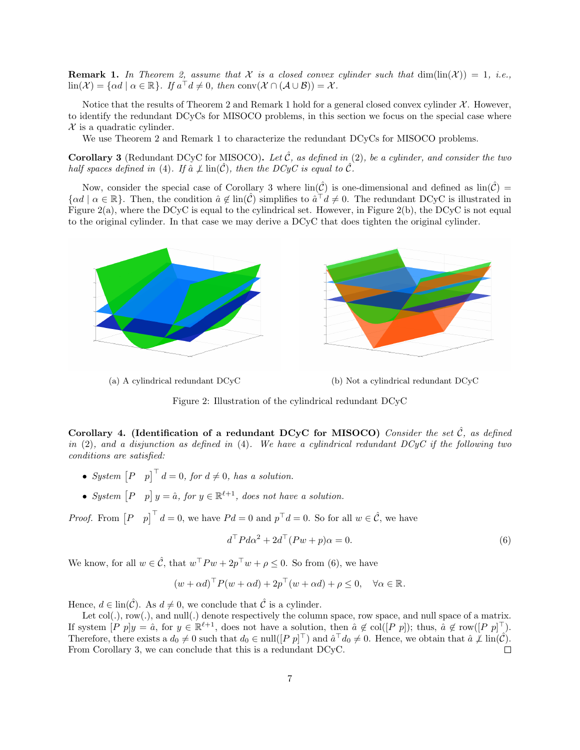**Remark 1.** *In Theorem 2, assume that $\mathcal{X}$ is a closed convex cylinder such that $\dim(\text{lin}(\mathcal{X})) = 1$, i.e., $\text{lin}(\mathcal{X}) = \{\alpha d \mid \alpha \in \mathbb{R}\}$. If $a^\top d \neq 0$, then $\text{conv}(\mathcal{X} \cap (\mathcal{A} \cup \mathcal{B})) = \mathcal{X}$.*

Notice that the results of Theorem 2 and Remark 1 hold for a general closed convex cylinder $\mathcal{X}$. However, to identify the redundant DCyCs for MISOCO problems, in this section we focus on the special case where $\mathcal{X}$ is a quadratic cylinder.

We use Theorem 2 and Remark 1 to characterize the redundant DCyCs for MISOCO problems.

**Corollary 3** (Redundant DCyC for MISOCO)**.** *Let $\hat{\mathcal{C}}$, as defined in (2), be a cylinder, and consider the two half spaces defined in (4). If $\hat{a} \not\perp \text{lin}(\hat{\mathcal{C}})$, then the DCyC is equal to $\hat{\mathcal{C}}$.*

Now, consider the special case of Corollary 3 where $\text{lin}(\hat{\mathcal{C}})$ is one-dimensional and defined as $\text{lin}(\hat{\mathcal{C}}) = \{\alpha d \mid \alpha \in \mathbb{R}\}$. Then, the condition $\hat{a} \notin \text{lin}(\hat{\mathcal{C}})$ simplifies to $\hat{a}^\top d \neq 0$. The redundant DCyC is illustrated in Figure 2(a), where the DCyC is equal to the cylindrical set. However, in Figure 2(b), the DCyC is not equal to the original cylinder. In that case we may derive a DCyC that does tighten the original cylinder.

(a) A cylindrical redundant DCyC

(b) Not a cylindrical redundant DCyC

Figure 2: Illustration of the cylindrical redundant DCyC

**Corollary 4. (Identification of a redundant DCyC for MISOCO)** *Consider the set $\hat{\mathcal{C}}$, as defined in (2), and a disjunction as defined in (4). We have a cylindrical redundant DCyC if the following two conditions are satisfied:*

- *System $\begin{bmatrix} P & p \end{bmatrix}^\top d = 0$, for $d \neq 0$, has a solution.*
- *System $\begin{bmatrix} P & p \end{bmatrix} y = \hat{a}$, for $y \in \mathbb{R}^{\ell+1}$, does not have a solution.*

*Proof.* From $\begin{bmatrix} P & p \end{bmatrix}^\top d = 0$, we have $Pd = 0$ and $p^\top d = 0$. So for all $w \in \hat{\mathcal{C}}$, we have

$$d^\top P d \alpha^2 + 2d^\top (Pw + p)\alpha = 0. \tag{6}$$

We know, for all $w \in \hat{\mathcal{C}}$, that $w^\top P w + 2p^\top w + \rho \leq 0$. So from (6), we have

$$(w + \alpha d)^\top P (w + \alpha d) + 2p^\top (w + \alpha d) + \rho \leq 0, \quad \forall \alpha \in \mathbb{R}.$$

Hence, $d \in \text{lin}(\hat{\mathcal{C}})$. As $d \neq 0$, we conclude that $\hat{\mathcal{C}}$ is a cylinder.

Let col(.), row(.), and null(.) denote respectively the column space, row space, and null space of a matrix. If system $[P \; p]y = \hat{a}$, for $y \in \mathbb{R}^{\ell+1}$, does not have a solution, then $\hat{a} \notin \text{col}([P \; p])$; thus, $\hat{a} \notin \text{row}([P \; p]^\top)$. Therefore, there exists a $d_0 \neq 0$ such that $d_0 \in \text{null}([P \; p]^\top)$ and $\hat{a}^\top d_0 \neq 0$. Hence, we obtain that $\hat{a} \not\perp \text{lin}(\hat{\mathcal{C}})$. From Corollary 3, we can conclude that this is a redundant DCyC. $\square$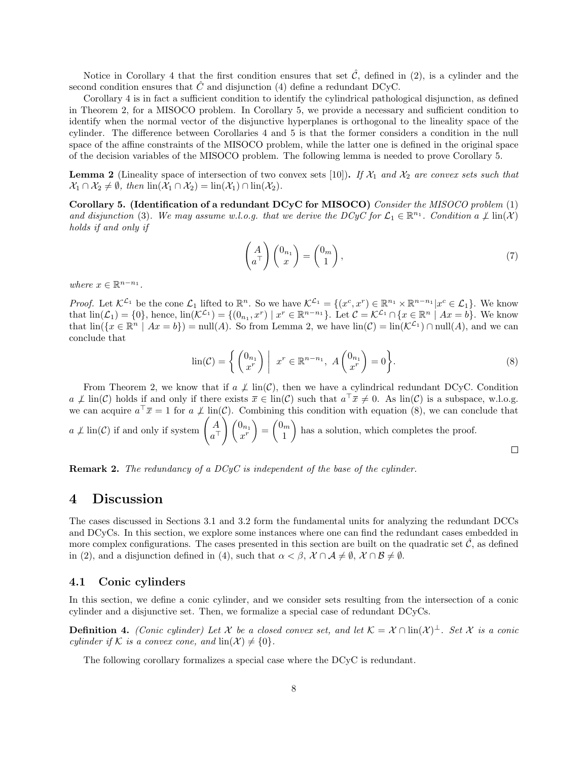Notice in Corollary 4 that the first condition ensures that set $\hat{\mathcal{C}}$, defined in (2), is a cylinder and the second condition ensures that $\hat{C}$ and disjunction (4) define a redundant DCyC.

Corollary 4 is in fact a sufficient condition to identify the cylindrical pathological disjunction, as defined in Theorem 2, for a MISOCO problem. In Corollary 5, we provide a necessary and sufficient condition to identify when the normal vector of the disjunctive hyperplanes is orthogonal to the lineality space of the cylinder. The difference between Corollaries 4 and 5 is that the former considers a condition in the null space of the affine constraints of the MISOCO problem, while the latter one is defined in the original space of the decision variables of the MISOCO problem. The following lemma is needed to prove Corollary 5.

**Lemma 2** (Lineality space of intersection of two convex sets [10])**.** *If $\mathcal{X}_1$ and $\mathcal{X}_2$ are convex sets such that $\mathcal{X}_1 \cap \mathcal{X}_2 \neq \emptyset$, then $\text{lin}(\mathcal{X}_1 \cap \mathcal{X}_2) = \text{lin}(\mathcal{X}_1) \cap \text{lin}(\mathcal{X}_2)$.*

**Corollary 5. (Identification of a redundant DCyC for MISOCO)** *Consider the MISOCO problem* (1) *and disjunction* (3)*. We may assume w.l.o.g. that we derive the DCyC for $\mathcal{L}_1 \in \mathbb{R}^{n_1}$. Condition $a \not\perp \text{lin}(\mathcal{X})$ holds if and only if*

$$\begin{pmatrix} A \\ a^\top \end{pmatrix} \begin{pmatrix} 0_{n_1} \\ x \end{pmatrix} = \begin{pmatrix} 0_m \\ 1 \end{pmatrix}, \tag{7}$$

*where $x \in \mathbb{R}^{n-n_1}$.*

*Proof.* Let $\mathcal{K}^{\mathcal{L}_1}$ be the cone $\mathcal{L}_1$ lifted to $\mathbb{R}^n$. So we have $\mathcal{K}^{\mathcal{L}_1} = \{(x^c, x^r) \in \mathbb{R}^{n_1} \times \mathbb{R}^{n-n_1} | x^c \in \mathcal{L}_1\}$. We know that $\text{lin}(\mathcal{L}_1) = \{0\}$, hence, $\text{lin}(\mathcal{K}^{\mathcal{L}_1}) = \{(0_{n_1}, x^r) \mid x^r \in \mathbb{R}^{n-n_1}\}$. Let $\mathcal{C} = \mathcal{K}^{\mathcal{L}_1} \cap \{x \in \mathbb{R}^n \mid Ax = b\}$. We know that $\text{lin}(\{x \in \mathbb{R}^n \mid Ax = b\}) = \text{null}(A)$. So from Lemma 2, we have $\text{lin}(\mathcal{C}) = \text{lin}(\mathcal{K}^{\mathcal{L}_1}) \cap \text{null}(A)$, and we can conclude that

$$\text{lin}(\mathcal{C}) = \left\{ \begin{pmatrix} 0_{n_1} \\ x^r \end{pmatrix} \;\middle|\; x^r \in \mathbb{R}^{n-n_1},\ A \begin{pmatrix} 0_{n_1} \\ x^r \end{pmatrix} = 0 \right\}. \tag{8}$$

From Theorem 2, we know that if $a \not\perp \text{lin}(\mathcal{C})$, then we have a cylindrical redundant DCyC. Condition $a \not\perp \text{lin}(\mathcal{C})$ holds if and only if there exists $\bar{x} \in \text{lin}(\mathcal{C})$ such that $a^\top \bar{x} \neq 0$. As $\text{lin}(\mathcal{C})$ is a subspace, w.l.o.g. we can acquire $a^\top \bar{x} = 1$ for $a \not\perp \text{lin}(\mathcal{C})$. Combining this condition with equation (8), we can conclude that $a \not\perp \text{lin}(\mathcal{C})$ if and only if system $\begin{pmatrix} A \\ a^\top \end{pmatrix} \begin{pmatrix} 0_{n_1} \\ x^r \end{pmatrix} = \begin{pmatrix} 0_m \\ 1 \end{pmatrix}$ has a solution, which completes the proof. $\square$

**Remark 2.** *The redundancy of a DCyC is independent of the base of the cylinder.*

# 4 Discussion

The cases discussed in Sections 3.1 and 3.2 form the fundamental units for analyzing the redundant DCCs and DCyCs. In this section, we explore some instances where one can find the redundant cases embedded in more complex configurations. The cases presented in this section are built on the quadratic set $\hat{\mathcal{C}}$, as defined in (2), and a disjunction defined in (4), such that $\alpha < \beta$, $\mathcal{X} \cap \mathcal{A} \neq \emptyset$, $\mathcal{X} \cap \mathcal{B} \neq \emptyset$.

## 4.1 Conic cylinders

In this section, we define a conic cylinder, and we consider sets resulting from the intersection of a conic cylinder and a disjunctive set. Then, we formalize a special case of redundant DCyCs.

**Definition 4.** *(Conic cylinder) Let $\mathcal{X}$ be a closed convex set, and let $\mathcal{K} = \mathcal{X} \cap \text{lin}(\mathcal{X})^\perp$. Set $\mathcal{X}$ is a conic cylinder if $\mathcal{K}$ is a convex cone, and $\text{lin}(\mathcal{X}) \neq \{0\}$.*

The following corollary formalizes a special case where the DCyC is redundant.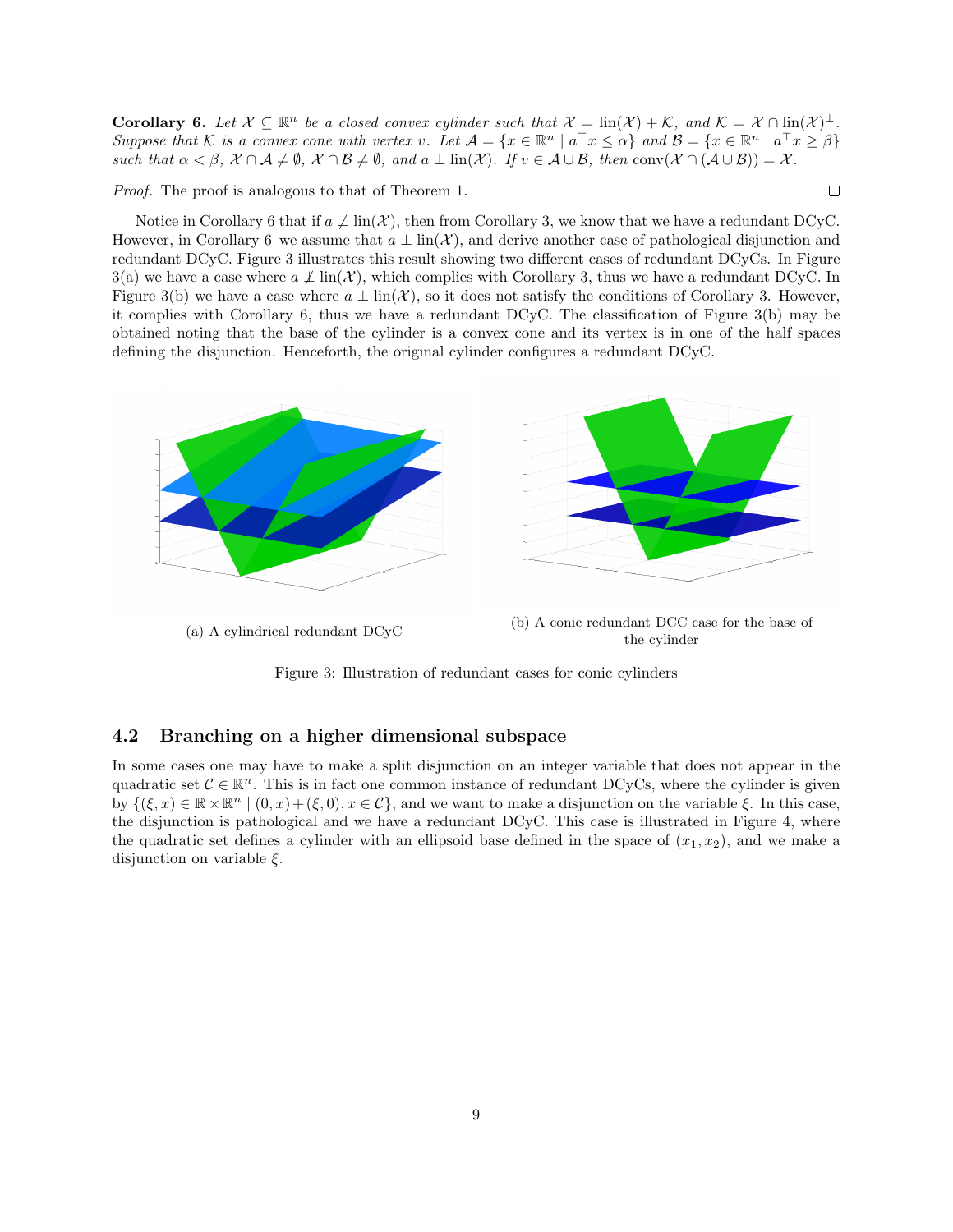**Corollary 6.** *Let $\mathcal{X} \subseteq \mathbb{R}^n$ be a closed convex cylinder such that $\mathcal{X} = \text{lin}(\mathcal{X}) + \mathcal{K}$, and $\mathcal{K} = \mathcal{X} \cap \text{lin}(\mathcal{X})^\perp$. Suppose that $\mathcal{K}$ is a convex cone with vertex $v$. Let $\mathcal{A} = \{x \in \mathbb{R}^n \mid a^\top x \leq \alpha\}$ and $\mathcal{B} = \{x \in \mathbb{R}^n \mid a^\top x \geq \beta\}$ such that $\alpha < \beta$, $\mathcal{X} \cap \mathcal{A} \neq \emptyset$, $\mathcal{X} \cap \mathcal{B} \neq \emptyset$, and $a \perp \text{lin}(\mathcal{X})$. If $v \in \mathcal{A} \cup \mathcal{B}$, then $\text{conv}(\mathcal{X} \cap (\mathcal{A} \cup \mathcal{B})) = \mathcal{X}$.*

*Proof.* The proof is analogous to that of Theorem 1. □

Notice in Corollary 6 that if $a \not\perp \text{lin}(\mathcal{X})$, then from Corollary 3, we know that we have a redundant DCyC. However, in Corollary 6 we assume that $a \perp \text{lin}(\mathcal{X})$, and derive another case of pathological disjunction and redundant DCyC. Figure 3 illustrates this result showing two different cases of redundant DCyCs. In Figure 3(a) we have a case where $a \not\perp \text{lin}(\mathcal{X})$, which complies with Corollary 3, thus we have a redundant DCyC. In Figure 3(b) we have a case where $a \perp \text{lin}(\mathcal{X})$, so it does not satisfy the conditions of Corollary 3. However, it complies with Corollary 6, thus we have a redundant DCyC. The classification of Figure 3(b) may be obtained noting that the base of the cylinder is a convex cone and its vertex is in one of the half spaces defining the disjunction. Henceforth, the original cylinder configures a redundant DCyC.

(a) A cylindrical redundant DCyC

(b) A conic redundant DCC case for the base of the cylinder

Figure 3: Illustration of redundant cases for conic cylinders

### 4.2 Branching on a higher dimensional subspace

In some cases one may have to make a split disjunction on an integer variable that does not appear in the quadratic set $\mathcal{C} \in \mathbb{R}^n$. This is in fact one common instance of redundant DCyCs, where the cylinder is given by $\{(\xi, x) \in \mathbb{R} \times \mathbb{R}^n \mid (0, x) + (\xi, 0), x \in \mathcal{C}\}$, and we want to make a disjunction on the variable $\xi$. In this case, the disjunction is pathological and we have a redundant DCyC. This case is illustrated in Figure 4, where the quadratic set defines a cylinder with an ellipsoid base defined in the space of $(x_1, x_2)$, and we make a disjunction on variable $\xi$.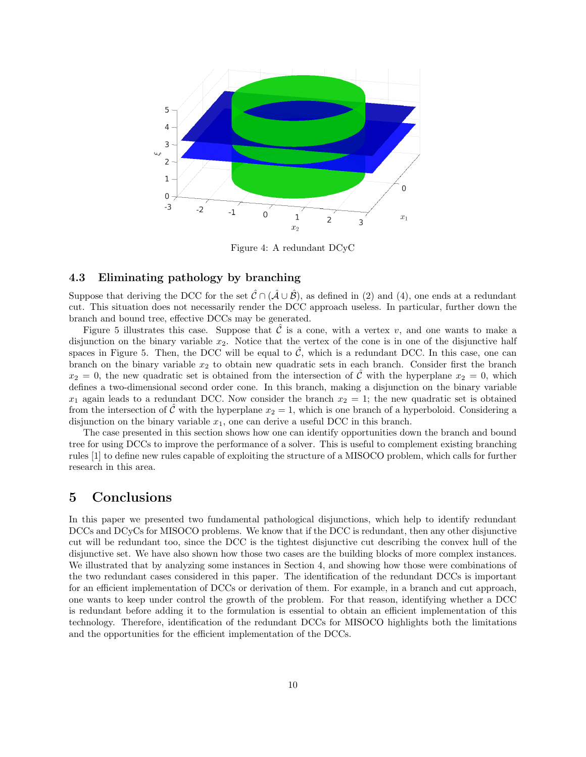5
4
3
2
1
0
$\xi$
-3
-2
-1
0
1
2
3
$x_2$
0
$x_1$

Figure 4: A redundant DCyC

### 4.3 Eliminating pathology by branching

Suppose that deriving the DCC for the set $\hat{\mathcal{C}} \cap (\hat{\mathcal{A}} \cup \hat{\mathcal{B}})$, as defined in (2) and (4), one ends at a redundant cut. This situation does not necessarily render the DCC approach useless. In particular, further down the branch and bound tree, effective DCCs may be generated.

Figure 5 illustrates this case. Suppose that $\hat{\mathcal{C}}$ is a cone, with a vertex $v$, and one wants to make a disjunction on the binary variable $x_2$. Notice that the vertex of the cone is in one of the disjunctive half spaces in Figure 5. Then, the DCC will be equal to $\hat{\mathcal{C}}$, which is a redundant DCC. In this case, one can branch on the binary variable $x_2$ to obtain new quadratic sets in each branch. Consider first the branch $x_2 = 0$, the new quadratic set is obtained from the intersection of $\hat{\mathcal{C}}$ with the hyperplane $x_2 = 0$, which defines a two-dimensional second order cone. In this branch, making a disjunction on the binary variable $x_1$ again leads to a redundant DCC. Now consider the branch $x_2 = 1$; the new quadratic set is obtained from the intersection of $\hat{\mathcal{C}}$ with the hyperplane $x_2 = 1$, which is one branch of a hyperboloid. Considering a disjunction on the binary variable $x_1$, one can derive a useful DCC in this branch.

The case presented in this section shows how one can identify opportunities down the branch and bound tree for using DCCs to improve the performance of a solver. This is useful to complement existing branching rules [1] to define new rules capable of exploiting the structure of a MISOCO problem, which calls for further research in this area.

## 5 Conclusions

In this paper we presented two fundamental pathological disjunctions, which help to identify redundant DCCs and DCyCs for MISOCO problems. We know that if the DCC is redundant, then any other disjunctive cut will be redundant too, since the DCC is the tightest disjunctive cut describing the convex hull of the disjunctive set. We have also shown how those two cases are the building blocks of more complex instances. We illustrated that by analyzing some instances in Section 4, and showing how those were combinations of the two redundant cases considered in this paper. The identification of the redundant DCCs is important for an efficient implementation of DCCs or derivation of them. For example, in a branch and cut approach, one wants to keep under control the growth of the problem. For that reason, identifying whether a DCC is redundant before adding it to the formulation is essential to obtain an efficient implementation of this technology. Therefore, identification of the redundant DCCs for MISOCO highlights both the limitations and the opportunities for the efficient implementation of the DCCs.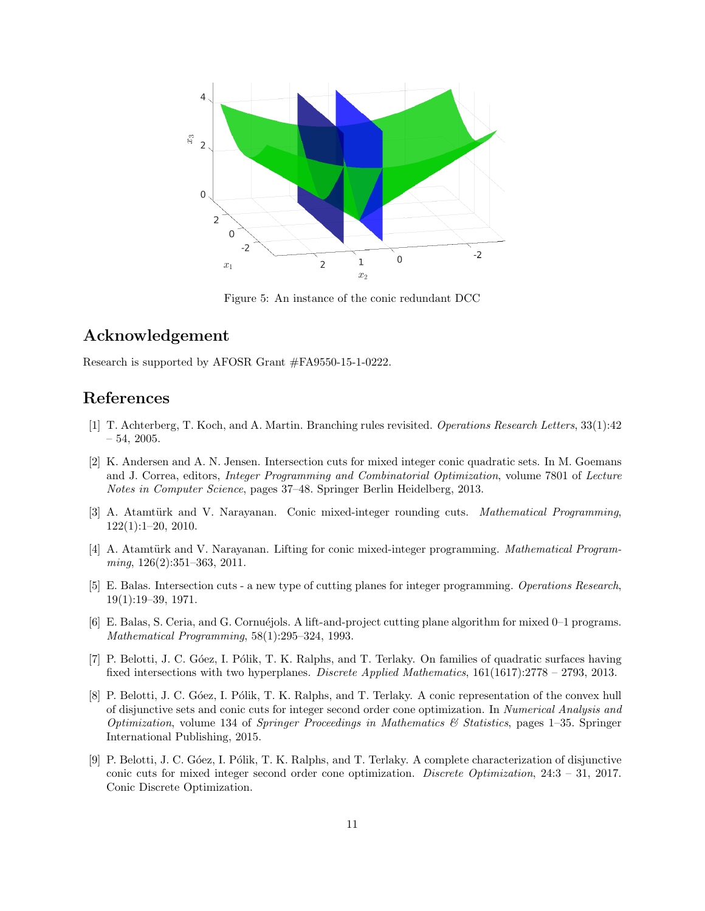4

$x_3$

2

0

2

0

-2

$x_1$

2

1

0

-2

$x_2$

Figure 5: An instance of the conic redundant DCC

# Acknowledgement

Research is supported by AFOSR Grant #FA9550-15-1-0222.

# References

[1] T. Achterberg, T. Koch, and A. Martin. Branching rules revisited. *Operations Research Letters*, 33(1):42 – 54, 2005.

[2] K. Andersen and A. N. Jensen. Intersection cuts for mixed integer conic quadratic sets. In M. Goemans and J. Correa, editors, *Integer Programming and Combinatorial Optimization*, volume 7801 of *Lecture Notes in Computer Science*, pages 37–48. Springer Berlin Heidelberg, 2013.

[3] A. Atamtürk and V. Narayanan. Conic mixed-integer rounding cuts. *Mathematical Programming*, 122(1):1–20, 2010.

[4] A. Atamtürk and V. Narayanan. Lifting for conic mixed-integer programming. *Mathematical Programming*, 126(2):351–363, 2011.

[5] E. Balas. Intersection cuts - a new type of cutting planes for integer programming. *Operations Research*, 19(1):19–39, 1971.

[6] E. Balas, S. Ceria, and G. Cornuéjols. A lift-and-project cutting plane algorithm for mixed 0–1 programs. *Mathematical Programming*, 58(1):295–324, 1993.

[7] P. Belotti, J. C. Góez, I. Pólik, T. K. Ralphs, and T. Terlaky. On families of quadratic surfaces having fixed intersections with two hyperplanes. *Discrete Applied Mathematics*, 161(1617):2778 – 2793, 2013.

[8] P. Belotti, J. C. Góez, I. Pólik, T. K. Ralphs, and T. Terlaky. A conic representation of the convex hull of disjunctive sets and conic cuts for integer second order cone optimization. In *Numerical Analysis and Optimization*, volume 134 of *Springer Proceedings in Mathematics & Statistics*, pages 1–35. Springer International Publishing, 2015.

[9] P. Belotti, J. C. Góez, I. Pólik, T. K. Ralphs, and T. Terlaky. A complete characterization of disjunctive conic cuts for mixed integer second order cone optimization. *Discrete Optimization*, 24:3 – 31, 2017. Conic Discrete Optimization.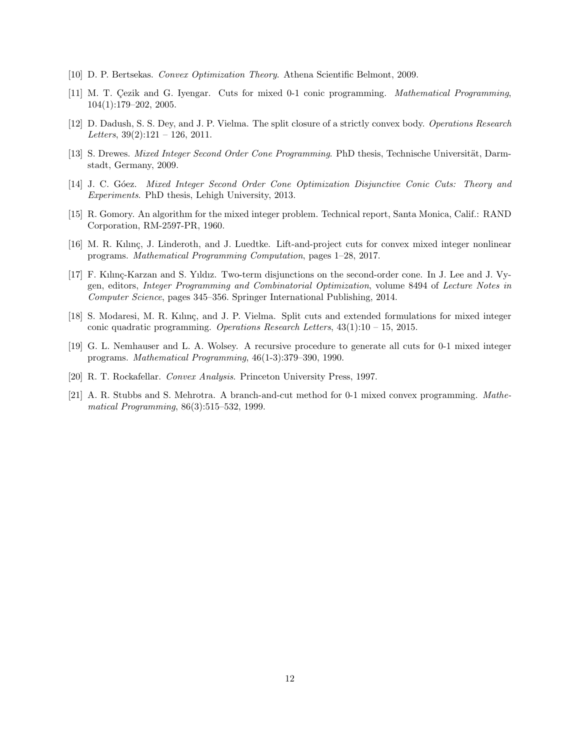[10] D. P. Bertsekas. *Convex Optimization Theory*. Athena Scientific Belmont, 2009.

[11] M. T. Çezik and G. Iyengar. Cuts for mixed 0-1 conic programming. *Mathematical Programming*, 104(1):179–202, 2005.

[12] D. Dadush, S. S. Dey, and J. P. Vielma. The split closure of a strictly convex body. *Operations Research Letters*, 39(2):121 – 126, 2011.

[13] S. Drewes. *Mixed Integer Second Order Cone Programming*. PhD thesis, Technische Universität, Darmstadt, Germany, 2009.

[14] J. C. Góez. *Mixed Integer Second Order Cone Optimization Disjunctive Conic Cuts: Theory and Experiments*. PhD thesis, Lehigh University, 2013.

[15] R. Gomory. An algorithm for the mixed integer problem. Technical report, Santa Monica, Calif.: RAND Corporation, RM-2597-PR, 1960.

[16] M. R. Kılınç, J. Linderoth, and J. Luedtke. Lift-and-project cuts for convex mixed integer nonlinear programs. *Mathematical Programming Computation*, pages 1–28, 2017.

[17] F. Kılınç-Karzan and S. Yıldız. Two-term disjunctions on the second-order cone. In J. Lee and J. Vygen, editors, *Integer Programming and Combinatorial Optimization*, volume 8494 of *Lecture Notes in Computer Science*, pages 345–356. Springer International Publishing, 2014.

[18] S. Modaresi, M. R. Kılınç, and J. P. Vielma. Split cuts and extended formulations for mixed integer conic quadratic programming. *Operations Research Letters*, 43(1):10 – 15, 2015.

[19] G. L. Nemhauser and L. A. Wolsey. A recursive procedure to generate all cuts for 0-1 mixed integer programs. *Mathematical Programming*, 46(1-3):379–390, 1990.

[20] R. T. Rockafellar. *Convex Analysis*. Princeton University Press, 1997.

[21] A. R. Stubbs and S. Mehrotra. A branch-and-cut method for 0-1 mixed convex programming. *Mathematical Programming*, 86(3):515–532, 1999.